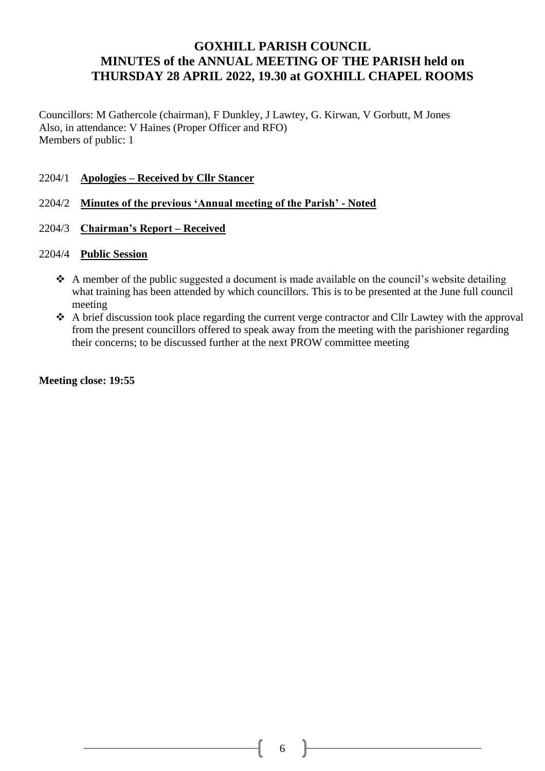# GOXHILL PARISH COUNCIL
# MINUTES of the ANNUAL MEETING OF THE PARISH held on THURSDAY 28 APRIL 2022, 19.30 at GOXHILL CHAPEL ROOMS

Councillors: M Gathercole (chairman), F Dunkley, J Lawtey, G. Kirwan, V Gorbutt, M Jones
Also, in attendance: V Haines (Proper Officer and RFO)
Members of public: 1

2204/1 **Apologies – Received by Cllr Stancer**

2204/2 **Minutes of the previous 'Annual meeting of the Parish' - Noted**

2204/3 **Chairman's Report – Received**

2204/4 **Public Session**

- A member of the public suggested a document is made available on the council's website detailing what training has been attended by which councillors. This is to be presented at the June full council meeting
- A brief discussion took place regarding the current verge contractor and Cllr Lawtey with the approval from the present councillors offered to speak away from the meeting with the parishioner regarding their concerns; to be discussed further at the next PROW committee meeting

**Meeting close: 19:55**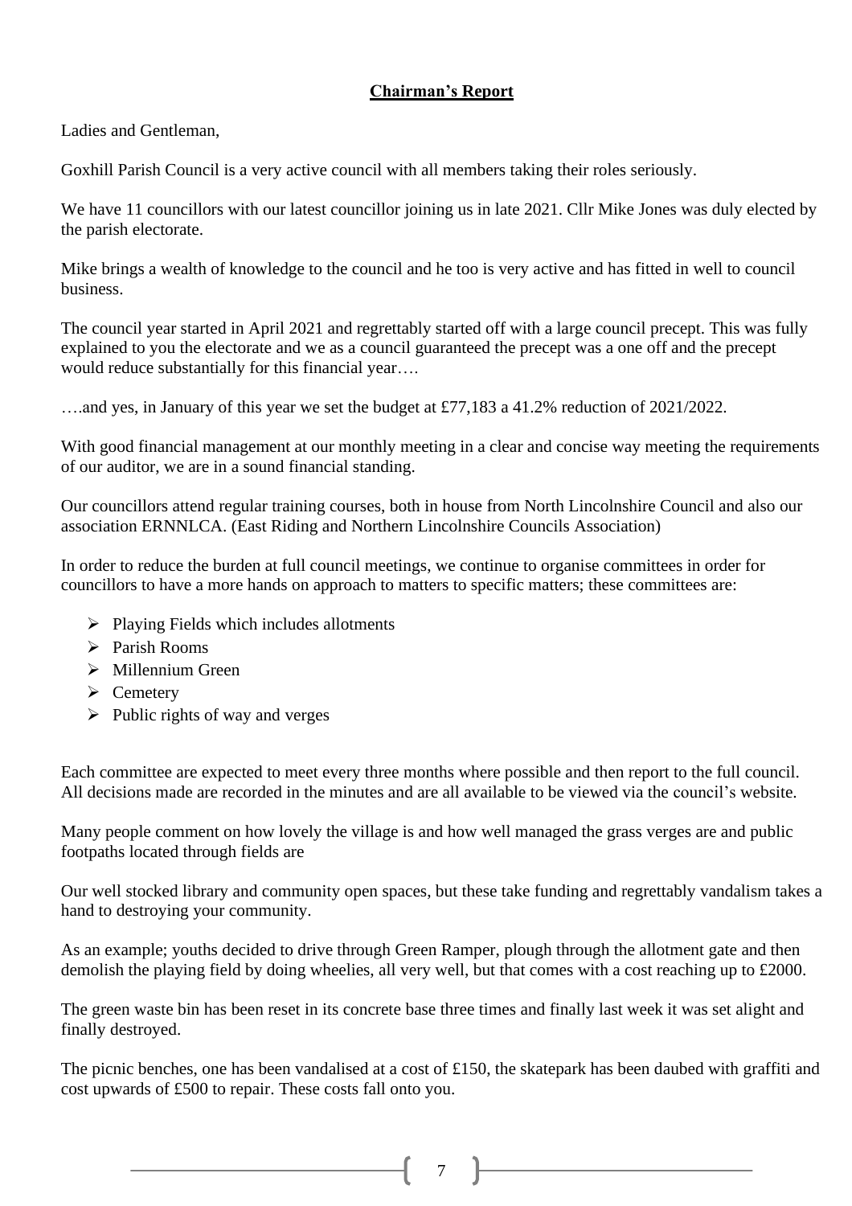## Chairman's Report

Ladies and Gentleman,

Goxhill Parish Council is a very active council with all members taking their roles seriously.

We have 11 councillors with our latest councillor joining us in late 2021. Cllr Mike Jones was duly elected by the parish electorate.

Mike brings a wealth of knowledge to the council and he too is very active and has fitted in well to council business.

The council year started in April 2021 and regrettably started off with a large council precept. This was fully explained to you the electorate and we as a council guaranteed the precept was a one off and the precept would reduce substantially for this financial year….

….and yes, in January of this year we set the budget at £77,183 a 41.2% reduction of 2021/2022.

With good financial management at our monthly meeting in a clear and concise way meeting the requirements of our auditor, we are in a sound financial standing.

Our councillors attend regular training courses, both in house from North Lincolnshire Council and also our association ERNNLCA. (East Riding and Northern Lincolnshire Councils Association)

In order to reduce the burden at full council meetings, we continue to organise committees in order for councillors to have a more hands on approach to matters to specific matters; these committees are:

- Playing Fields which includes allotments
- Parish Rooms
- Millennium Green
- Cemetery
- Public rights of way and verges

Each committee are expected to meet every three months where possible and then report to the full council. All decisions made are recorded in the minutes and are all available to be viewed via the council's website.

Many people comment on how lovely the village is and how well managed the grass verges are and public footpaths located through fields are

Our well stocked library and community open spaces, but these take funding and regrettably vandalism takes a hand to destroying your community.

As an example; youths decided to drive through Green Ramper, plough through the allotment gate and then demolish the playing field by doing wheelies, all very well, but that comes with a cost reaching up to £2000.

The green waste bin has been reset in its concrete base three times and finally last week it was set alight and finally destroyed.

The picnic benches, one has been vandalised at a cost of £150, the skatepark has been daubed with graffiti and cost upwards of £500 to repair. These costs fall onto you.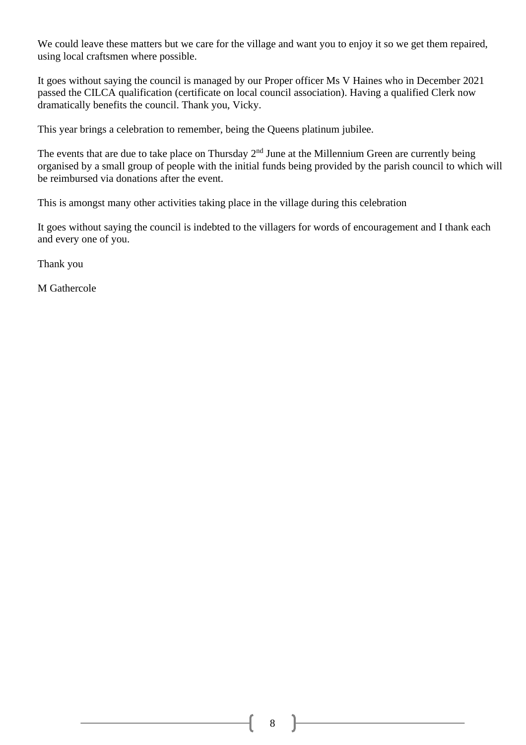We could leave these matters but we care for the village and want you to enjoy it so we get them repaired, using local craftsmen where possible.

It goes without saying the council is managed by our Proper officer Ms V Haines who in December 2021 passed the CILCA qualification (certificate on local council association). Having a qualified Clerk now dramatically benefits the council. Thank you, Vicky.

This year brings a celebration to remember, being the Queens platinum jubilee.

The events that are due to take place on Thursday 2nd June at the Millennium Green are currently being organised by a small group of people with the initial funds being provided by the parish council to which will be reimbursed via donations after the event.

This is amongst many other activities taking place in the village during this celebration

It goes without saying the council is indebted to the villagers for words of encouragement and I thank each and every one of you.

Thank you

M Gathercole